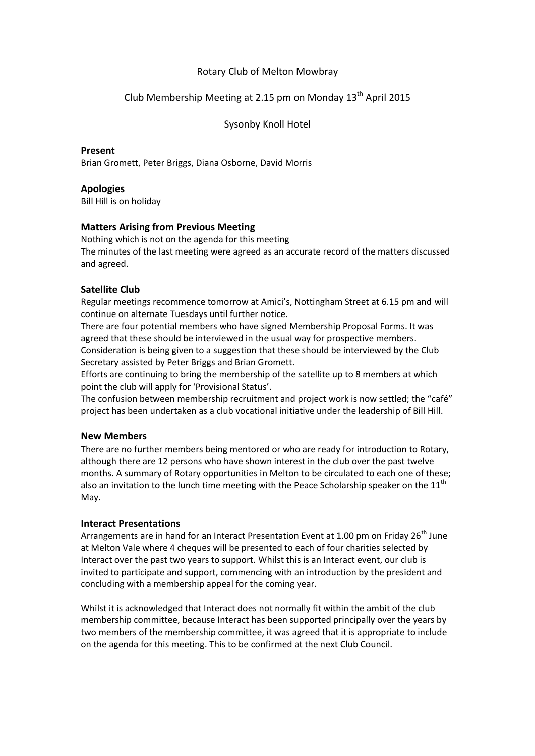Rotary Club of Melton Mowbray

Club Membership Meeting at 2.15 pm on Monday 13th April 2015

Sysonby Knoll Hotel

## Present

Brian Gromett, Peter Briggs, Diana Osborne, David Morris

## Apologies

Bill Hill is on holiday

## Matters Arising from Previous Meeting

Nothing which is not on the agenda for this meeting

The minutes of the last meeting were agreed as an accurate record of the matters discussed and agreed.

## Satellite Club

Regular meetings recommence tomorrow at Amici's, Nottingham Street at 6.15 pm and will continue on alternate Tuesdays until further notice.

There are four potential members who have signed Membership Proposal Forms. It was agreed that these should be interviewed in the usual way for prospective members.

Consideration is being given to a suggestion that these should be interviewed by the Club Secretary assisted by Peter Briggs and Brian Gromett.

Efforts are continuing to bring the membership of the satellite up to 8 members at which point the club will apply for 'Provisional Status'.

The confusion between membership recruitment and project work is now settled; the "café" project has been undertaken as a club vocational initiative under the leadership of Bill Hill.

## New Members

There are no further members being mentored or who are ready for introduction to Rotary, although there are 12 persons who have shown interest in the club over the past twelve months. A summary of Rotary opportunities in Melton to be circulated to each one of these; also an invitation to the lunch time meeting with the Peace Scholarship speaker on the 11th May.

## Interact Presentations

Arrangements are in hand for an Interact Presentation Event at 1.00 pm on Friday 26th June at Melton Vale where 4 cheques will be presented to each of four charities selected by Interact over the past two years to support. Whilst this is an Interact event, our club is invited to participate and support, commencing with an introduction by the president and concluding with a membership appeal for the coming year.

Whilst it is acknowledged that Interact does not normally fit within the ambit of the club membership committee, because Interact has been supported principally over the years by two members of the membership committee, it was agreed that it is appropriate to include on the agenda for this meeting. This to be confirmed at the next Club Council.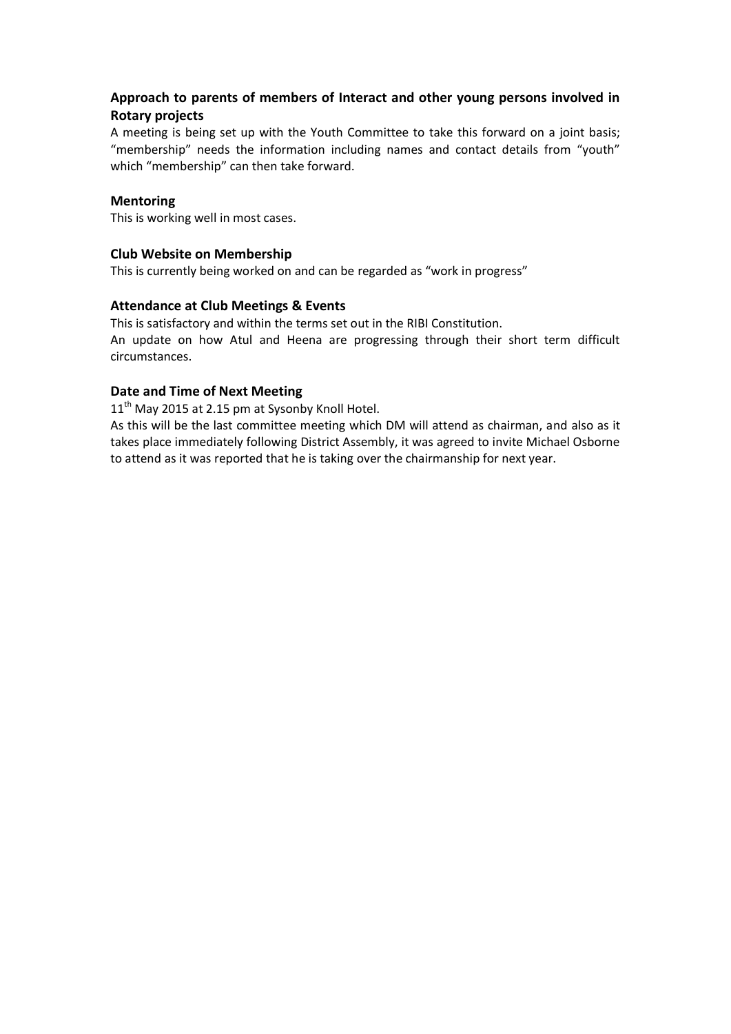### Approach to parents of members of Interact and other young persons involved in Rotary projects

A meeting is being set up with the Youth Committee to take this forward on a joint basis; "membership" needs the information including names and contact details from "youth" which "membership" can then take forward.

### Mentoring

This is working well in most cases.

### Club Website on Membership

This is currently being worked on and can be regarded as "work in progress"

### Attendance at Club Meetings & Events

This is satisfactory and within the terms set out in the RIBI Constitution.

An update on how Atul and Heena are progressing through their short term difficult circumstances.

### Date and Time of Next Meeting

11th May 2015 at 2.15 pm at Sysonby Knoll Hotel.

As this will be the last committee meeting which DM will attend as chairman, and also as it takes place immediately following District Assembly, it was agreed to invite Michael Osborne to attend as it was reported that he is taking over the chairmanship for next year.